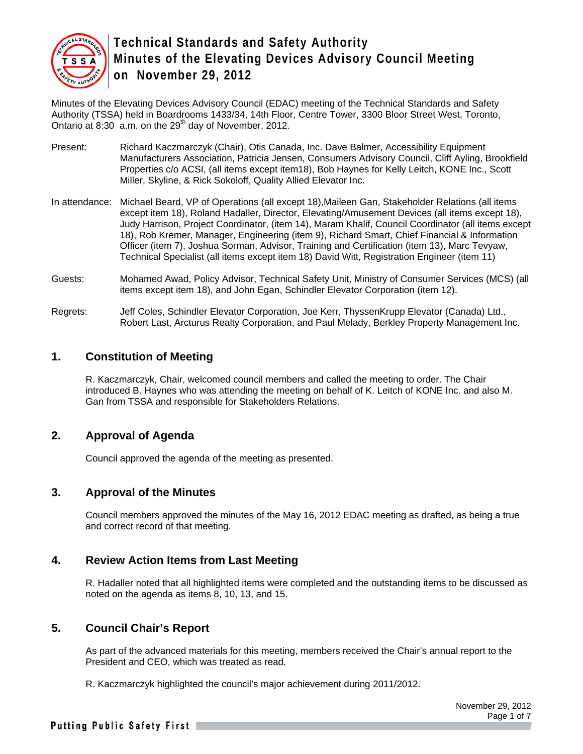# Technical Standards and Safety Authority
# Minutes of the Elevating Devices Advisory Council Meeting on November 29, 2012

Minutes of the Elevating Devices Advisory Council (EDAC) meeting of the Technical Standards and Safety Authority (TSSA) held in Boardrooms 1433/34, 14th Floor, Centre Tower, 3300 Bloor Street West, Toronto, Ontario at 8:30 a.m. on the 29th day of November, 2012.

Present: Richard Kaczmarczyk (Chair), Otis Canada, Inc. Dave Balmer, Accessibility Equipment Manufacturers Association, Patricia Jensen, Consumers Advisory Council, Cliff Ayling, Brookfield Properties c/o ACSI, (all items except item18), Bob Haynes for Kelly Leitch, KONE Inc., Scott Miller, Skyline, & Rick Sokoloff, Quality Allied Elevator Inc.

In attendance: Michael Beard, VP of Operations (all except 18),Maileen Gan, Stakeholder Relations (all items except item 18), Roland Hadaller, Director, Elevating/Amusement Devices (all items except 18), Judy Harrison, Project Coordinator, (item 14), Maram Khalif, Council Coordinator (all items except 18), Rob Kremer, Manager, Engineering (item 9), Richard Smart, Chief Financial & Information Officer (item 7), Joshua Sorman, Advisor, Training and Certification (item 13), Marc Tevyaw, Technical Specialist (all items except item 18) David Witt, Registration Engineer (item 11)

Guests: Mohamed Awad, Policy Advisor, Technical Safety Unit, Ministry of Consumer Services (MCS) (all items except item 18), and John Egan, Schindler Elevator Corporation (item 12).

Regrets: Jeff Coles, Schindler Elevator Corporation, Joe Kerr, ThyssenKrupp Elevator (Canada) Ltd., Robert Last, Arcturus Realty Corporation, and Paul Melady, Berkley Property Management Inc.

## 1. Constitution of Meeting

R. Kaczmarczyk, Chair, welcomed council members and called the meeting to order. The Chair introduced B. Haynes who was attending the meeting on behalf of K. Leitch of KONE Inc. and also M. Gan from TSSA and responsible for Stakeholders Relations.

## 2. Approval of Agenda

Council approved the agenda of the meeting as presented.

## 3. Approval of the Minutes

Council members approved the minutes of the May 16, 2012 EDAC meeting as drafted, as being a true and correct record of that meeting.

## 4. Review Action Items from Last Meeting

R. Hadaller noted that all highlighted items were completed and the outstanding items to be discussed as noted on the agenda as items 8, 10, 13, and 15.

## 5. Council Chair's Report

As part of the advanced materials for this meeting, members received the Chair's annual report to the President and CEO, which was treated as read.

R. Kaczmarczyk highlighted the council's major achievement during 2011/2012.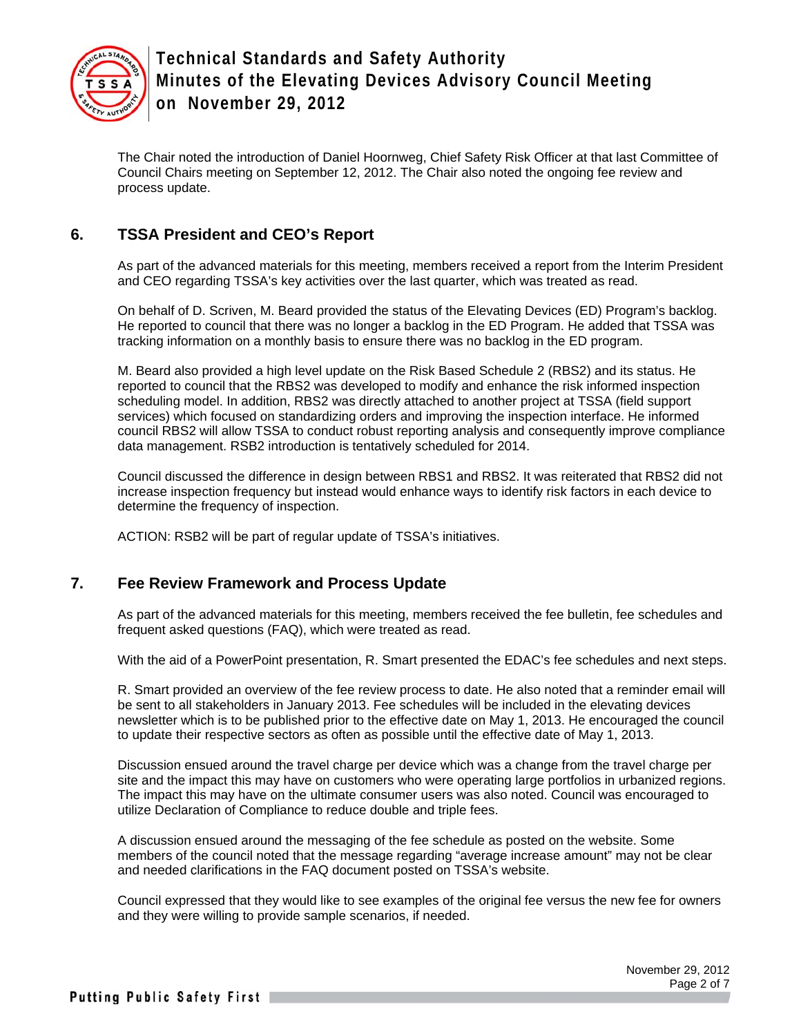The Chair noted the introduction of Daniel Hoornweg, Chief Safety Risk Officer at that last Committee of Council Chairs meeting on September 12, 2012. The Chair also noted the ongoing fee review and process update.

## 6. TSSA President and CEO's Report

As part of the advanced materials for this meeting, members received a report from the Interim President and CEO regarding TSSA's key activities over the last quarter, which was treated as read.

On behalf of D. Scriven, M. Beard provided the status of the Elevating Devices (ED) Program's backlog. He reported to council that there was no longer a backlog in the ED Program. He added that TSSA was tracking information on a monthly basis to ensure there was no backlog in the ED program.

M. Beard also provided a high level update on the Risk Based Schedule 2 (RBS2) and its status. He reported to council that the RBS2 was developed to modify and enhance the risk informed inspection scheduling model. In addition, RBS2 was directly attached to another project at TSSA (field support services) which focused on standardizing orders and improving the inspection interface. He informed council RBS2 will allow TSSA to conduct robust reporting analysis and consequently improve compliance data management. RSB2 introduction is tentatively scheduled for 2014.

Council discussed the difference in design between RBS1 and RBS2. It was reiterated that RBS2 did not increase inspection frequency but instead would enhance ways to identify risk factors in each device to determine the frequency of inspection.

ACTION: RSB2 will be part of regular update of TSSA's initiatives.

## 7. Fee Review Framework and Process Update

As part of the advanced materials for this meeting, members received the fee bulletin, fee schedules and frequent asked questions (FAQ), which were treated as read.

With the aid of a PowerPoint presentation, R. Smart presented the EDAC's fee schedules and next steps.

R. Smart provided an overview of the fee review process to date. He also noted that a reminder email will be sent to all stakeholders in January 2013. Fee schedules will be included in the elevating devices newsletter which is to be published prior to the effective date on May 1, 2013. He encouraged the council to update their respective sectors as often as possible until the effective date of May 1, 2013.

Discussion ensued around the travel charge per device which was a change from the travel charge per site and the impact this may have on customers who were operating large portfolios in urbanized regions. The impact this may have on the ultimate consumer users was also noted. Council was encouraged to utilize Declaration of Compliance to reduce double and triple fees.

A discussion ensued around the messaging of the fee schedule as posted on the website. Some members of the council noted that the message regarding "average increase amount" may not be clear and needed clarifications in the FAQ document posted on TSSA's website.

Council expressed that they would like to see examples of the original fee versus the new fee for owners and they were willing to provide sample scenarios, if needed.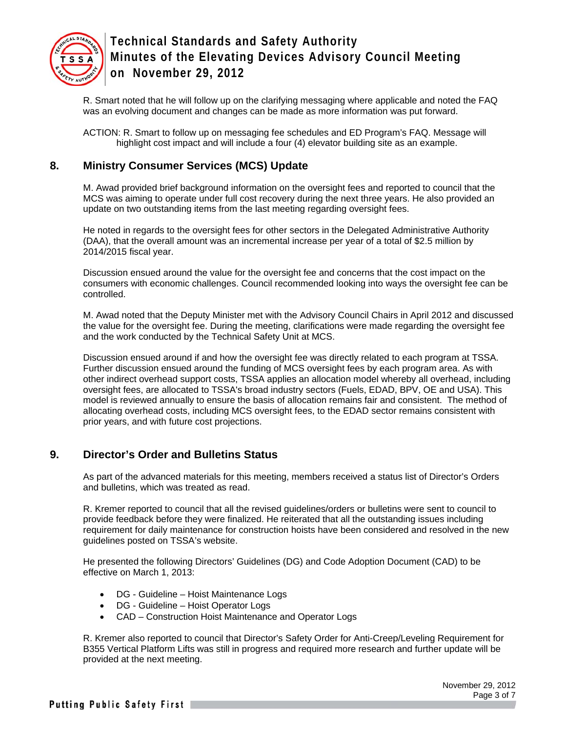R. Smart noted that he will follow up on the clarifying messaging where applicable and noted the FAQ was an evolving document and changes can be made as more information was put forward.

ACTION: R. Smart to follow up on messaging fee schedules and ED Program's FAQ. Message will highlight cost impact and will include a four (4) elevator building site as an example.

## 8. Ministry Consumer Services (MCS) Update

M. Awad provided brief background information on the oversight fees and reported to council that the MCS was aiming to operate under full cost recovery during the next three years. He also provided an update on two outstanding items from the last meeting regarding oversight fees.

He noted in regards to the oversight fees for other sectors in the Delegated Administrative Authority (DAA), that the overall amount was an incremental increase per year of a total of $2.5 million by 2014/2015 fiscal year.

Discussion ensued around the value for the oversight fee and concerns that the cost impact on the consumers with economic challenges. Council recommended looking into ways the oversight fee can be controlled.

M. Awad noted that the Deputy Minister met with the Advisory Council Chairs in April 2012 and discussed the value for the oversight fee. During the meeting, clarifications were made regarding the oversight fee and the work conducted by the Technical Safety Unit at MCS.

Discussion ensued around if and how the oversight fee was directly related to each program at TSSA. Further discussion ensued around the funding of MCS oversight fees by each program area. As with other indirect overhead support costs, TSSA applies an allocation model whereby all overhead, including oversight fees, are allocated to TSSA's broad industry sectors (Fuels, EDAD, BPV, OE and USA). This model is reviewed annually to ensure the basis of allocation remains fair and consistent. The method of allocating overhead costs, including MCS oversight fees, to the EDAD sector remains consistent with prior years, and with future cost projections.

## 9. Director's Order and Bulletins Status

As part of the advanced materials for this meeting, members received a status list of Director's Orders and bulletins, which was treated as read.

R. Kremer reported to council that all the revised guidelines/orders or bulletins were sent to council to provide feedback before they were finalized. He reiterated that all the outstanding issues including requirement for daily maintenance for construction hoists have been considered and resolved in the new guidelines posted on TSSA's website.

He presented the following Directors' Guidelines (DG) and Code Adoption Document (CAD) to be effective on March 1, 2013:

- DG - Guideline – Hoist Maintenance Logs
- DG - Guideline – Hoist Operator Logs
- CAD – Construction Hoist Maintenance and Operator Logs

R. Kremer also reported to council that Director's Safety Order for Anti-Creep/Leveling Requirement for B355 Vertical Platform Lifts was still in progress and required more research and further update will be provided at the next meeting.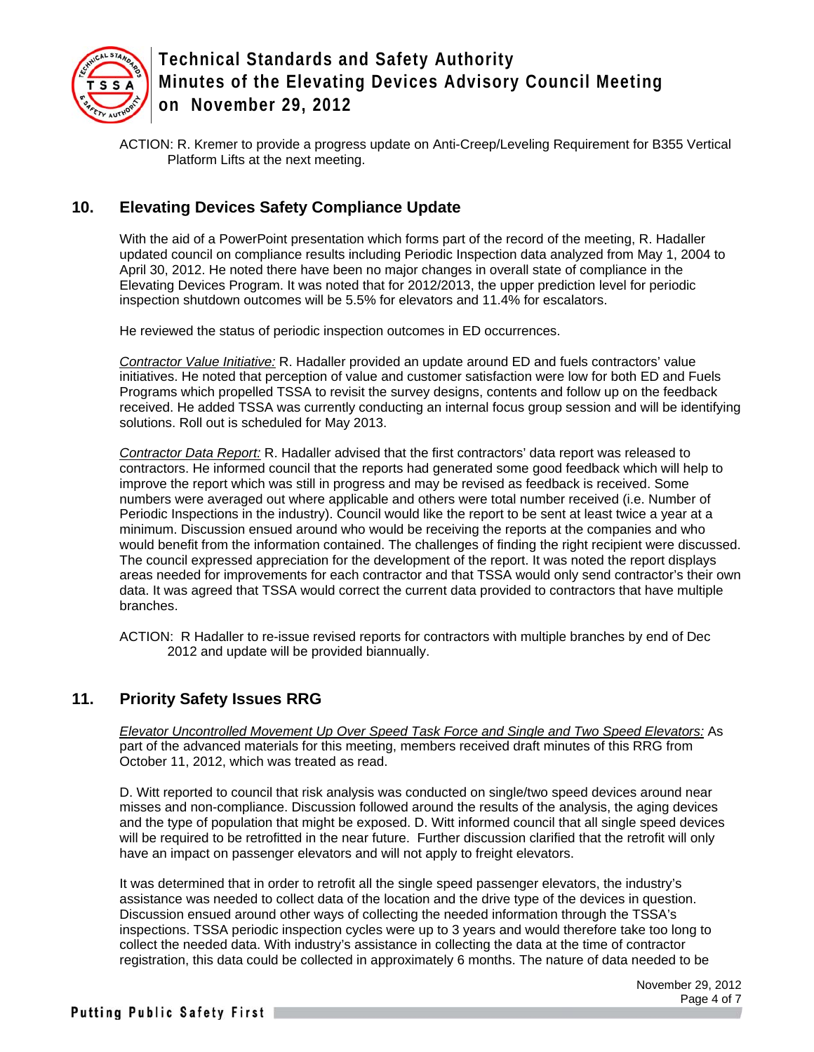ACTION: R. Kremer to provide a progress update on Anti-Creep/Leveling Requirement for B355 Vertical Platform Lifts at the next meeting.

## 10. Elevating Devices Safety Compliance Update

With the aid of a PowerPoint presentation which forms part of the record of the meeting, R. Hadaller updated council on compliance results including Periodic Inspection data analyzed from May 1, 2004 to April 30, 2012. He noted there have been no major changes in overall state of compliance in the Elevating Devices Program. It was noted that for 2012/2013, the upper prediction level for periodic inspection shutdown outcomes will be 5.5% for elevators and 11.4% for escalators.

He reviewed the status of periodic inspection outcomes in ED occurrences.

*Contractor Value Initiative:* R. Hadaller provided an update around ED and fuels contractors' value initiatives. He noted that perception of value and customer satisfaction were low for both ED and Fuels Programs which propelled TSSA to revisit the survey designs, contents and follow up on the feedback received. He added TSSA was currently conducting an internal focus group session and will be identifying solutions. Roll out is scheduled for May 2013.

*Contractor Data Report:* R. Hadaller advised that the first contractors' data report was released to contractors. He informed council that the reports had generated some good feedback which will help to improve the report which was still in progress and may be revised as feedback is received. Some numbers were averaged out where applicable and others were total number received (i.e. Number of Periodic Inspections in the industry). Council would like the report to be sent at least twice a year at a minimum. Discussion ensued around who would be receiving the reports at the companies and who would benefit from the information contained. The challenges of finding the right recipient were discussed. The council expressed appreciation for the development of the report. It was noted the report displays areas needed for improvements for each contractor and that TSSA would only send contractor's their own data. It was agreed that TSSA would correct the current data provided to contractors that have multiple branches.

ACTION: R Hadaller to re-issue revised reports for contractors with multiple branches by end of Dec 2012 and update will be provided biannually.

## 11. Priority Safety Issues RRG

*Elevator Uncontrolled Movement Up Over Speed Task Force and Single and Two Speed Elevators:* As part of the advanced materials for this meeting, members received draft minutes of this RRG from October 11, 2012, which was treated as read.

D. Witt reported to council that risk analysis was conducted on single/two speed devices around near misses and non-compliance. Discussion followed around the results of the analysis, the aging devices and the type of population that might be exposed. D. Witt informed council that all single speed devices will be required to be retrofitted in the near future. Further discussion clarified that the retrofit will only have an impact on passenger elevators and will not apply to freight elevators.

It was determined that in order to retrofit all the single speed passenger elevators, the industry's assistance was needed to collect data of the location and the drive type of the devices in question. Discussion ensued around other ways of collecting the needed information through the TSSA's inspections. TSSA periodic inspection cycles were up to 3 years and would therefore take too long to collect the needed data. With industry's assistance in collecting the data at the time of contractor registration, this data could be collected in approximately 6 months. The nature of data needed to be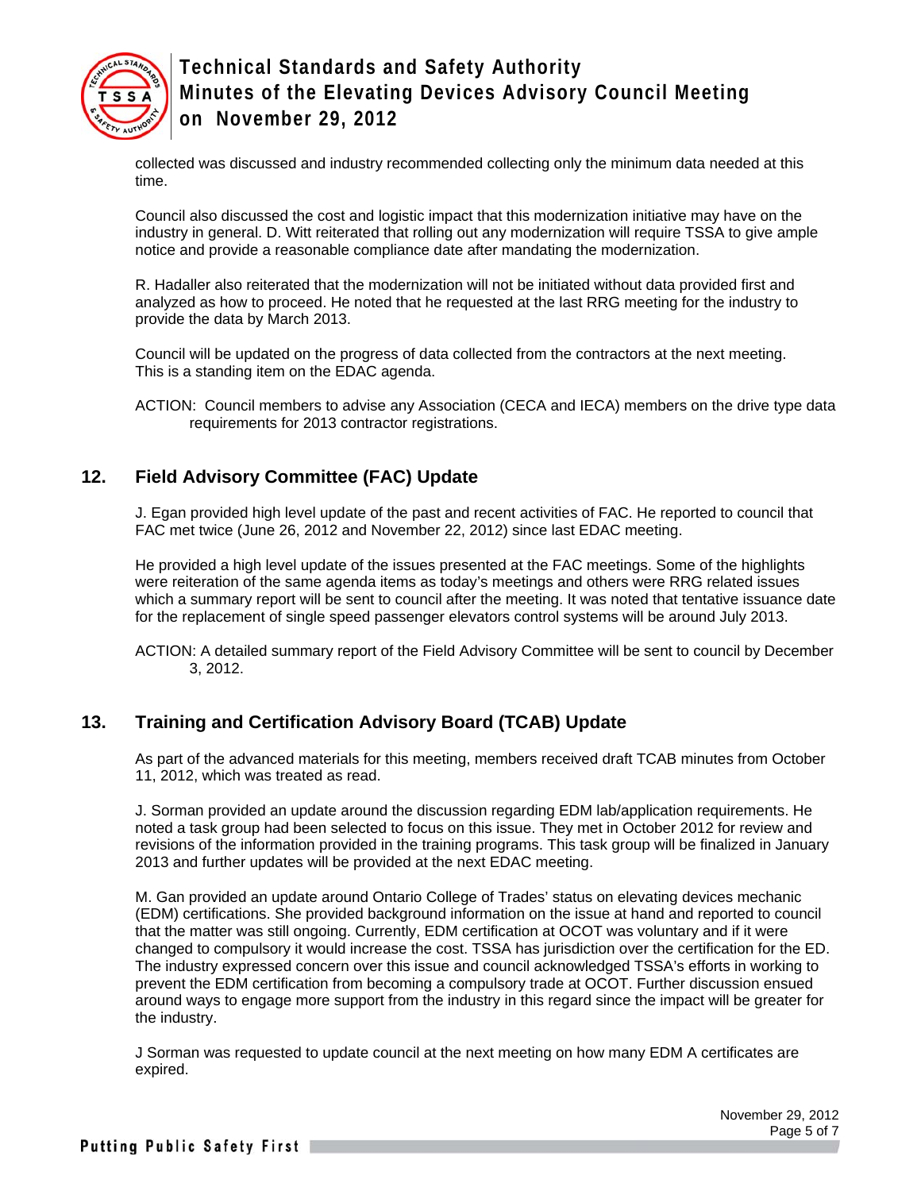collected was discussed and industry recommended collecting only the minimum data needed at this time.

Council also discussed the cost and logistic impact that this modernization initiative may have on the industry in general. D. Witt reiterated that rolling out any modernization will require TSSA to give ample notice and provide a reasonable compliance date after mandating the modernization.

R. Hadaller also reiterated that the modernization will not be initiated without data provided first and analyzed as how to proceed. He noted that he requested at the last RRG meeting for the industry to provide the data by March 2013.

Council will be updated on the progress of data collected from the contractors at the next meeting. This is a standing item on the EDAC agenda.

ACTION: Council members to advise any Association (CECA and IECA) members on the drive type data requirements for 2013 contractor registrations.

## 12. Field Advisory Committee (FAC) Update

J. Egan provided high level update of the past and recent activities of FAC. He reported to council that FAC met twice (June 26, 2012 and November 22, 2012) since last EDAC meeting.

He provided a high level update of the issues presented at the FAC meetings. Some of the highlights were reiteration of the same agenda items as today's meetings and others were RRG related issues which a summary report will be sent to council after the meeting. It was noted that tentative issuance date for the replacement of single speed passenger elevators control systems will be around July 2013.

ACTION: A detailed summary report of the Field Advisory Committee will be sent to council by December 3, 2012.

## 13. Training and Certification Advisory Board (TCAB) Update

As part of the advanced materials for this meeting, members received draft TCAB minutes from October 11, 2012, which was treated as read.

J. Sorman provided an update around the discussion regarding EDM lab/application requirements. He noted a task group had been selected to focus on this issue. They met in October 2012 for review and revisions of the information provided in the training programs. This task group will be finalized in January 2013 and further updates will be provided at the next EDAC meeting.

M. Gan provided an update around Ontario College of Trades' status on elevating devices mechanic (EDM) certifications. She provided background information on the issue at hand and reported to council that the matter was still ongoing. Currently, EDM certification at OCOT was voluntary and if it were changed to compulsory it would increase the cost. TSSA has jurisdiction over the certification for the ED. The industry expressed concern over this issue and council acknowledged TSSA's efforts in working to prevent the EDM certification from becoming a compulsory trade at OCOT. Further discussion ensued around ways to engage more support from the industry in this regard since the impact will be greater for the industry.

J Sorman was requested to update council at the next meeting on how many EDM A certificates are expired.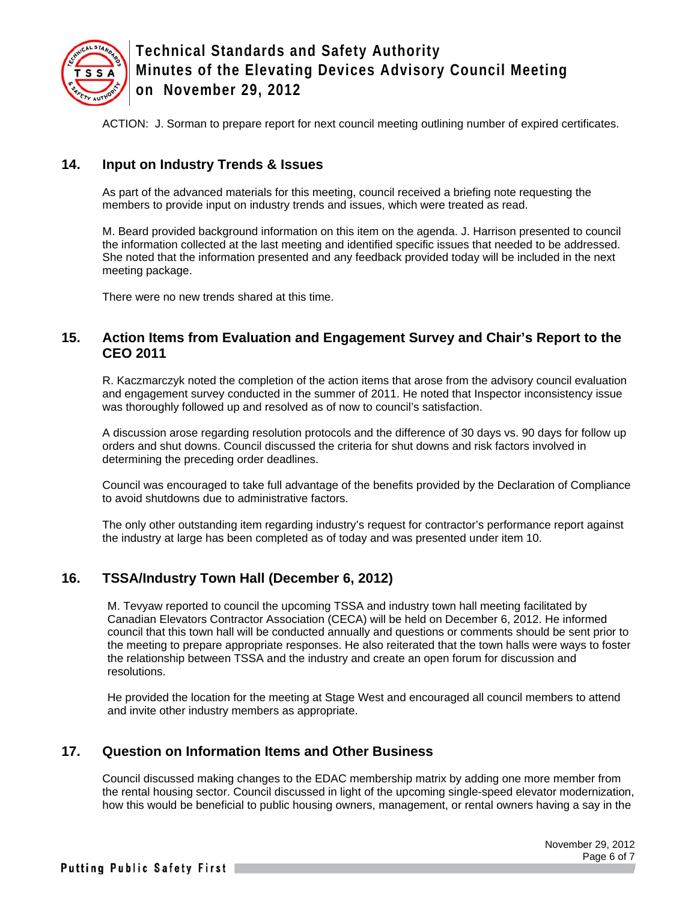ACTION: J. Sorman to prepare report for next council meeting outlining number of expired certificates.

## 14. Input on Industry Trends & Issues

As part of the advanced materials for this meeting, council received a briefing note requesting the members to provide input on industry trends and issues, which were treated as read.

M. Beard provided background information on this item on the agenda. J. Harrison presented to council the information collected at the last meeting and identified specific issues that needed to be addressed. She noted that the information presented and any feedback provided today will be included in the next meeting package.

There were no new trends shared at this time.

## 15. Action Items from Evaluation and Engagement Survey and Chair's Report to the CEO 2011

R. Kaczmarczyk noted the completion of the action items that arose from the advisory council evaluation and engagement survey conducted in the summer of 2011. He noted that Inspector inconsistency issue was thoroughly followed up and resolved as of now to council's satisfaction.

A discussion arose regarding resolution protocols and the difference of 30 days vs. 90 days for follow up orders and shut downs. Council discussed the criteria for shut downs and risk factors involved in determining the preceding order deadlines.

Council was encouraged to take full advantage of the benefits provided by the Declaration of Compliance to avoid shutdowns due to administrative factors.

The only other outstanding item regarding industry's request for contractor's performance report against the industry at large has been completed as of today and was presented under item 10.

## 16. TSSA/Industry Town Hall (December 6, 2012)

M. Tevyaw reported to council the upcoming TSSA and industry town hall meeting facilitated by Canadian Elevators Contractor Association (CECA) will be held on December 6, 2012. He informed council that this town hall will be conducted annually and questions or comments should be sent prior to the meeting to prepare appropriate responses. He also reiterated that the town halls were ways to foster the relationship between TSSA and the industry and create an open forum for discussion and resolutions.

He provided the location for the meeting at Stage West and encouraged all council members to attend and invite other industry members as appropriate.

## 17. Question on Information Items and Other Business

Council discussed making changes to the EDAC membership matrix by adding one more member from the rental housing sector. Council discussed in light of the upcoming single-speed elevator modernization, how this would be beneficial to public housing owners, management, or rental owners having a say in the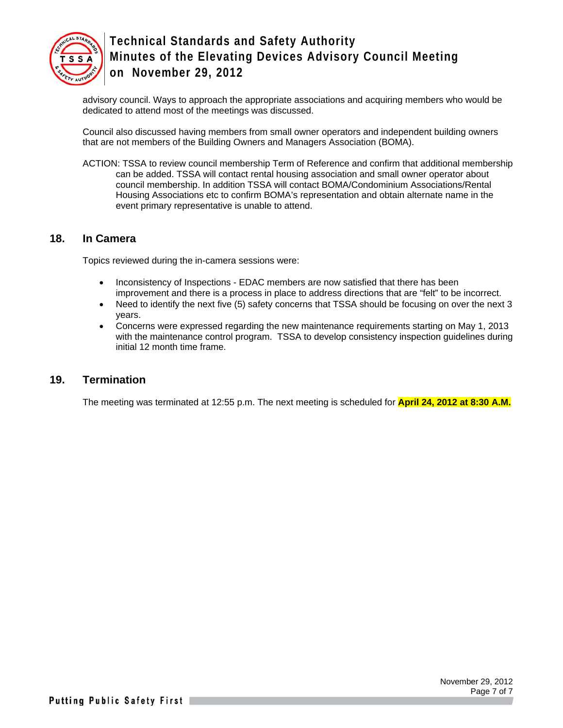advisory council. Ways to approach the appropriate associations and acquiring members who would be dedicated to attend most of the meetings was discussed.

Council also discussed having members from small owner operators and independent building owners that are not members of the Building Owners and Managers Association (BOMA).

ACTION: TSSA to review council membership Term of Reference and confirm that additional membership can be added. TSSA will contact rental housing association and small owner operator about council membership. In addition TSSA will contact BOMA/Condominium Associations/Rental Housing Associations etc to confirm BOMA's representation and obtain alternate name in the event primary representative is unable to attend.

## 18. In Camera

Topics reviewed during the in-camera sessions were:

- Inconsistency of Inspections - EDAC members are now satisfied that there has been improvement and there is a process in place to address directions that are "felt" to be incorrect.
- Need to identify the next five (5) safety concerns that TSSA should be focusing on over the next 3 years.
- Concerns were expressed regarding the new maintenance requirements starting on May 1, 2013 with the maintenance control program. TSSA to develop consistency inspection guidelines during initial 12 month time frame.

## 19. Termination

The meeting was terminated at 12:55 p.m. The next meeting is scheduled for **April 24, 2012 at 8:30 A.M.**